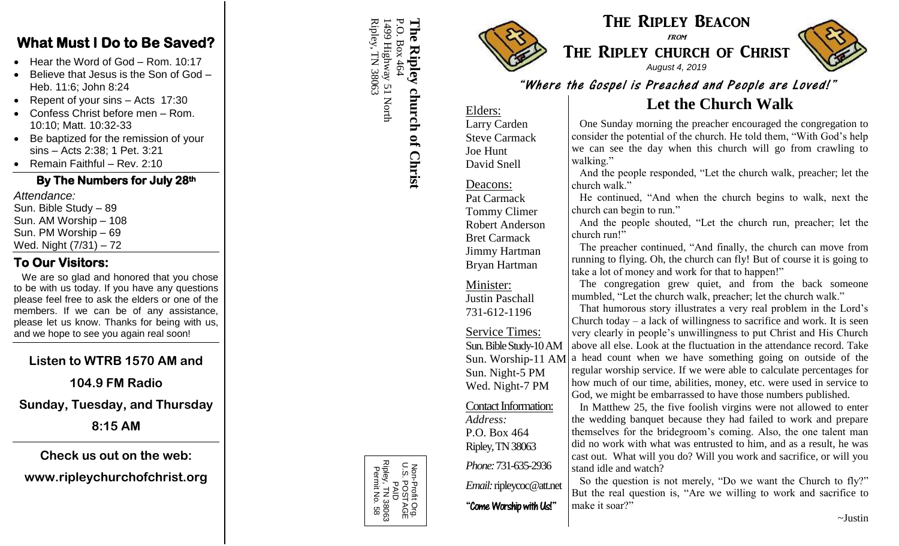## What Must I Do to Be Saved?

- Hear the Word of God – Rom. 10:17
- Believe that Jesus is the Son of God – Heb. 11:6; John 8:24
- Repent of your sins – Acts 17:30
- Confess Christ before men – Rom. 10:10; Matt. 10:32-33
- Be baptized for the remission of your sins – Acts 2:38; 1 Pet. 3:21
- Remain Faithful – Rev. 2:10

### By The Numbers for July 28th

*Attendance:*
Sun. Bible Study – 89
Sun. AM Worship – 108
Sun. PM Worship – 69
Wed. Night (7/31) – 72

### To Our Visitors:

We are so glad and honored that you chose to be with us today. If you have any questions please feel free to ask the elders or one of the members. If we can be of any assistance, please let us know. Thanks for being with us, and we hope to see you again real soon!

**Listen to WTRB 1570 AM and 104.9 FM Radio Sunday, Tuesday, and Thursday 8:15 AM**

**Check us out on the web: www.ripleychurchofchrist.org**

**The Ripley church of Christ**
P.O. Box 464
1499 Highway 51 North
Ripley, TN 38063

Non-Profit Org.
U.S. POSTAGE
PAID
Ripley, TN 38063
Permit No. 58

# The Ripley Beacon

*from*

## The Ripley church of Christ

*August 4, 2019*

**"Where the Gospel is Preached and People are Loved!"**

Elders:
Larry Carden
Steve Carmack
Joe Hunt
David Snell

Deacons:
Pat Carmack
Tommy Climer
Robert Anderson
Bret Carmack
Jimmy Hartman
Bryan Hartman

Minister:
Justin Paschall
731-612-1196

Service Times:
Sun. Bible Study-10 AM
Sun. Worship-11 AM
Sun. Night-5 PM
Wed. Night-7 PM

Contact Information:
*Address:*
P.O. Box 464
Ripley, TN 38063
*Phone:* 731-635-2936
*Email:* ripleycoc@att.net

**"Come Worship with Us!"**

## Let the Church Walk

One Sunday morning the preacher encouraged the congregation to consider the potential of the church. He told them, "With God's help we can see the day when this church will go from crawling to walking."

And the people responded, "Let the church walk, preacher; let the church walk."

He continued, "And when the church begins to walk, next the church can begin to run."

And the people shouted, "Let the church run, preacher; let the church run!"

The preacher continued, "And finally, the church can move from running to flying. Oh, the church can fly! But of course it is going to take a lot of money and work for that to happen!"

The congregation grew quiet, and from the back someone mumbled, "Let the church walk, preacher; let the church walk."

That humorous story illustrates a very real problem in the Lord's Church today – a lack of willingness to sacrifice and work. It is seen very clearly in people's unwillingness to put Christ and His Church above all else. Look at the fluctuation in the attendance record. Take a head count when we have something going on outside of the regular worship service. If we were able to calculate percentages for how much of our time, abilities, money, etc. were used in service to God, we might be embarrassed to have those numbers published.

In Matthew 25, the five foolish virgins were not allowed to enter the wedding banquet because they had failed to work and prepare themselves for the bridegroom's coming. Also, the one talent man did no work with what was entrusted to him, and as a result, he was cast out. What will you do? Will you work and sacrifice, or will you stand idle and watch?

So the question is not merely, "Do we want the Church to fly?" But the real question is, "Are we willing to work and sacrifice to make it soar?"

~Justin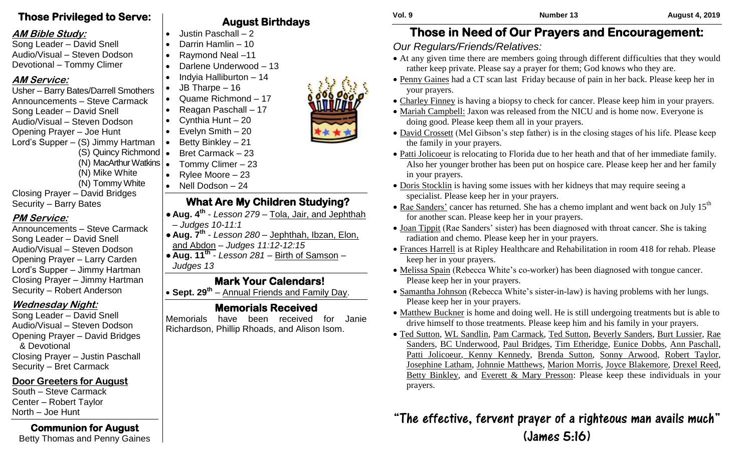## Those Privileged to Serve:

***AM Bible Study:***

Song Leader – David Snell
Audio/Visual – Steven Dodson
Devotional – Tommy Climer

***AM Service:***

Usher – Barry Bates/Darrell Smothers
Announcements – Steve Carmack
Song Leader – David Snell
Audio/Visual – Steven Dodson
Opening Prayer – Joe Hunt
Lord's Supper – (S) Jimmy Hartman
(S) Quincy Richmond
(N) MacArthur Watkins
(N) Mike White
(N) Tommy White
Closing Prayer – David Bridges
Security – Barry Bates

***PM Service:***

Announcements – Steve Carmack
Song Leader – David Snell
Audio/Visual – Steven Dodson
Opening Prayer – Larry Carden
Lord's Supper – Jimmy Hartman
Closing Prayer – Jimmy Hartman
Security – Robert Anderson

***Wednesday Night:***

Song Leader – David Snell
Audio/Visual – Steven Dodson
Opening Prayer – David Bridges & Devotional
Closing Prayer – Justin Paschall
Security – Bret Carmack

**Door Greeters for August**

South – Steve Carmack
Center – Robert Taylor
North – Joe Hunt

**Communion for August**

Betty Thomas and Penny Gaines

## August Birthdays

- Justin Paschall – 2
- Darrin Hamlin – 10
- Raymond Neal –11
- Darlene Underwood – 13
- Indyia Halliburton – 14
- JB Tharpe – 16
- Quame Richmond – 17
- Reagan Paschall – 17
- Cynthia Hunt – 20
- Evelyn Smith – 20
- Betty Binkley – 21
- Bret Carmack – 23
- Tommy Climer – 23
- Rylee Moore – 23
- Nell Dodson – 24

## What Are My Children Studying?

- **Aug. 4th** - *Lesson 279* – Tola, Jair, and Jephthah – *Judges 10-11:1*
- **Aug. 7th** - *Lesson 280* – Jephthah, Ibzan, Elon, and Abdon – *Judges 11:12-12:15*
- **Aug. 11th** - *Lesson 281* – Birth of Samson – *Judges 13*

## Mark Your Calendars!

- **Sept. 29th** – Annual Friends and Family Day.

## Memorials Received

Memorials have been received for Janie Richardson, Phillip Rhoads, and Alison Isom.

# Those in Need of Our Prayers and Encouragement:

*Our Regulars/Friends/Relatives:*

- At any given time there are members going through different difficulties that they would rather keep private. Please say a prayer for them; God knows who they are.
- Penny Gaines had a CT scan last Friday because of pain in her back. Please keep her in your prayers.
- Charley Finney is having a biopsy to check for cancer. Please keep him in your prayers.
- Mariah Campbell: Jaxon was released from the NICU and is home now. Everyone is doing good. Please keep them all in your prayers.
- David Crossett (Mel Gibson's step father) is in the closing stages of his life. Please keep the family in your prayers.
- Patti Jolicoeur is relocating to Florida due to her heath and that of her immediate family. Also her younger brother has been put on hospice care. Please keep her and her family in your prayers.
- Doris Stocklin is having some issues with her kidneys that may require seeing a specialist. Please keep her in your prayers.
- Rae Sanders' cancer has returned. She has a chemo implant and went back on July 15th for another scan. Please keep her in your prayers.
- Joan Tippit (Rae Sanders' sister) has been diagnosed with throat cancer. She is taking radiation and chemo. Please keep her in your prayers.
- Frances Harrell is at Ripley Healthcare and Rehabilitation in room 418 for rehab. Please keep her in your prayers.
- Melissa Spain (Rebecca White's co-worker) has been diagnosed with tongue cancer. Please keep her in your prayers.
- Samantha Johnson (Rebecca White's sister-in-law) is having problems with her lungs. Please keep her in your prayers.
- Matthew Buckner is home and doing well. He is still undergoing treatments but is able to drive himself to those treatments. Please keep him and his family in your prayers.
- Ted Sutton, WL Sandlin, Pam Carmack, Ted Sutton, Beverly Sanders, Burt Lussier, Rae Sanders, BC Underwood, Paul Bridges, Tim Etheridge, Eunice Dobbs, Ann Paschall, Patti Jolicoeur, Kenny Kennedy, Brenda Sutton, Sonny Arwood, Robert Taylor, Josephine Latham, Johnnie Matthews, Marion Morris, Joyce Blakemore, Drexel Reed, Betty Binkley, and Everett & Mary Presson: Please keep these individuals in your prayers.

## "The effective, fervent prayer of a righteous man avails much" (James 5:16)